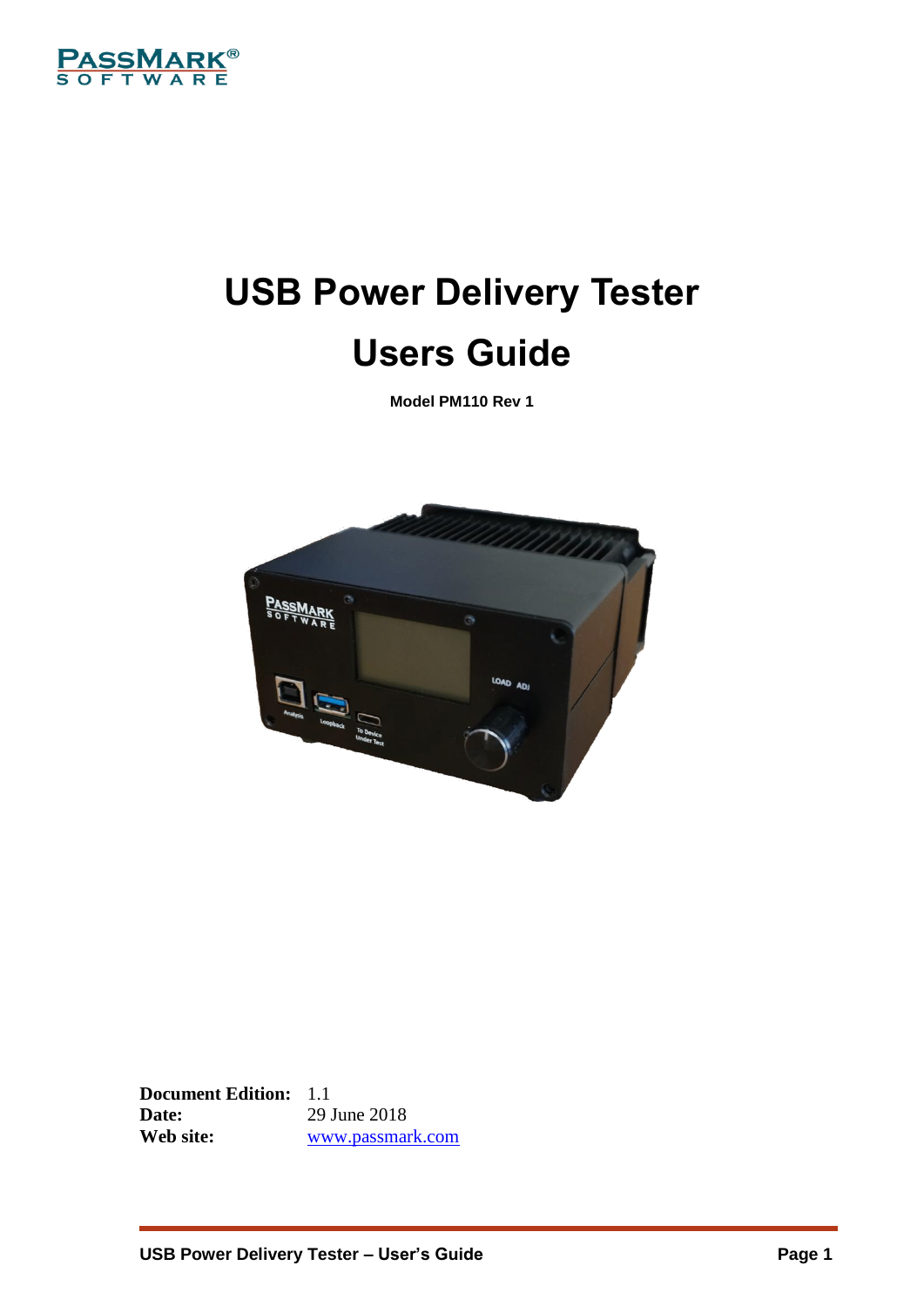# USB Power Delivery Tester

# Users Guide

**Model PM110 Rev 1**

**Document Edition:** 1.1
**Date:** 29 June 2018
**Web site:** www.passmark.com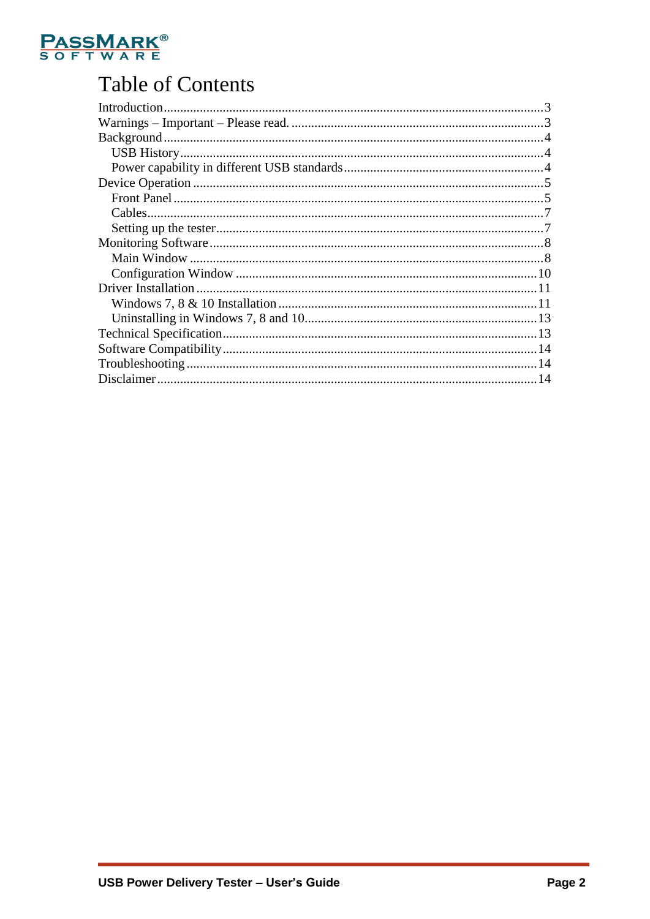# Table of Contents

- Introduction ........................................ 3
- Warnings – Important – Please read. ........................................ 3
- Background ........................................ 4
  - USB History ........................................ 4
  - Power capability in different USB standards ........................................ 4
- Device Operation ........................................ 5
  - Front Panel ........................................ 5
  - Cables ........................................ 7
  - Setting up the tester ........................................ 7
- Monitoring Software ........................................ 8
  - Main Window ........................................ 8
  - Configuration Window ........................................ 10
- Driver Installation ........................................ 11
  - Windows 7, 8 & 10 Installation ........................................ 11
  - Uninstalling in Windows 7, 8 and 10 ........................................ 13
- Technical Specification ........................................ 13
- Software Compatibility ........................................ 14
- Troubleshooting ........................................ 14
- Disclaimer ........................................ 14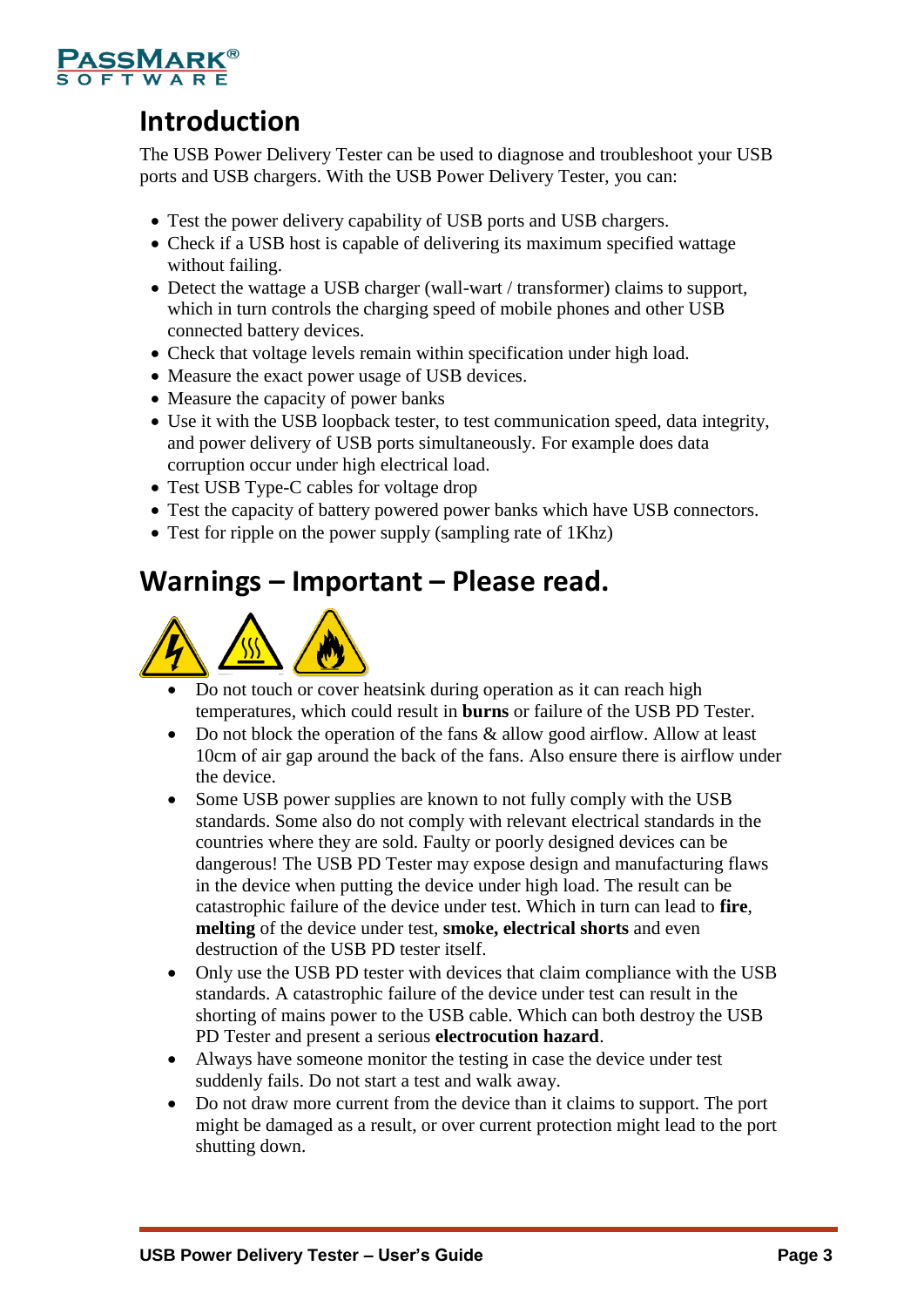# Introduction

The USB Power Delivery Tester can be used to diagnose and troubleshoot your USB ports and USB chargers. With the USB Power Delivery Tester, you can:

- Test the power delivery capability of USB ports and USB chargers.
- Check if a USB host is capable of delivering its maximum specified wattage without failing.
- Detect the wattage a USB charger (wall-wart / transformer) claims to support, which in turn controls the charging speed of mobile phones and other USB connected battery devices.
- Check that voltage levels remain within specification under high load.
- Measure the exact power usage of USB devices.
- Measure the capacity of power banks
- Use it with the USB loopback tester, to test communication speed, data integrity, and power delivery of USB ports simultaneously. For example does data corruption occur under high electrical load.
- Test USB Type-C cables for voltage drop
- Test the capacity of battery powered power banks which have USB connectors.
- Test for ripple on the power supply (sampling rate of 1Khz)

# Warnings – Important – Please read.

- Do not touch or cover heatsink during operation as it can reach high temperatures, which could result in **burns** or failure of the USB PD Tester.
- Do not block the operation of the fans & allow good airflow. Allow at least 10cm of air gap around the back of the fans. Also ensure there is airflow under the device.
- Some USB power supplies are known to not fully comply with the USB standards. Some also do not comply with relevant electrical standards in the countries where they are sold. Faulty or poorly designed devices can be dangerous! The USB PD Tester may expose design and manufacturing flaws in the device when putting the device under high load. The result can be catastrophic failure of the device under test. Which in turn can lead to **fire**, **melting** of the device under test, **smoke, electrical shorts** and even destruction of the USB PD tester itself.
- Only use the USB PD tester with devices that claim compliance with the USB standards. A catastrophic failure of the device under test can result in the shorting of mains power to the USB cable. Which can both destroy the USB PD Tester and present a serious **electrocution hazard**.
- Always have someone monitor the testing in case the device under test suddenly fails. Do not start a test and walk away.
- Do not draw more current from the device than it claims to support. The port might be damaged as a result, or over current protection might lead to the port shutting down.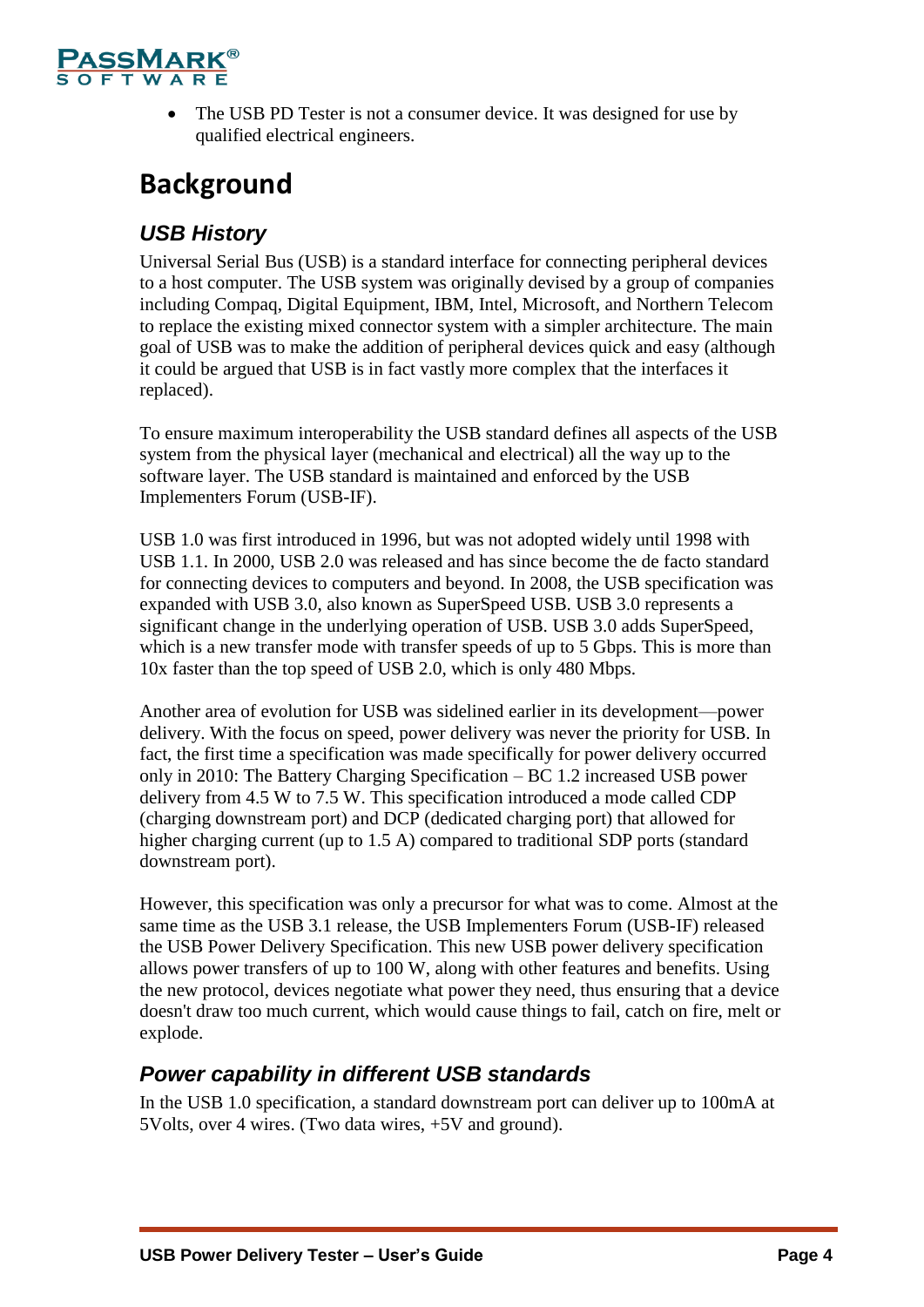- The USB PD Tester is not a consumer device. It was designed for use by qualified electrical engineers.

# Background

## *USB History*

Universal Serial Bus (USB) is a standard interface for connecting peripheral devices to a host computer. The USB system was originally devised by a group of companies including Compaq, Digital Equipment, IBM, Intel, Microsoft, and Northern Telecom to replace the existing mixed connector system with a simpler architecture. The main goal of USB was to make the addition of peripheral devices quick and easy (although it could be argued that USB is in fact vastly more complex that the interfaces it replaced).

To ensure maximum interoperability the USB standard defines all aspects of the USB system from the physical layer (mechanical and electrical) all the way up to the software layer. The USB standard is maintained and enforced by the USB Implementers Forum (USB-IF).

USB 1.0 was first introduced in 1996, but was not adopted widely until 1998 with USB 1.1. In 2000, USB 2.0 was released and has since become the de facto standard for connecting devices to computers and beyond. In 2008, the USB specification was expanded with USB 3.0, also known as SuperSpeed USB. USB 3.0 represents a significant change in the underlying operation of USB. USB 3.0 adds SuperSpeed, which is a new transfer mode with transfer speeds of up to 5 Gbps. This is more than 10x faster than the top speed of USB 2.0, which is only 480 Mbps.

Another area of evolution for USB was sidelined earlier in its development—power delivery. With the focus on speed, power delivery was never the priority for USB. In fact, the first time a specification was made specifically for power delivery occurred only in 2010: The Battery Charging Specification – BC 1.2 increased USB power delivery from 4.5 W to 7.5 W. This specification introduced a mode called CDP (charging downstream port) and DCP (dedicated charging port) that allowed for higher charging current (up to 1.5 A) compared to traditional SDP ports (standard downstream port).

However, this specification was only a precursor for what was to come. Almost at the same time as the USB 3.1 release, the USB Implementers Forum (USB-IF) released the USB Power Delivery Specification. This new USB power delivery specification allows power transfers of up to 100 W, along with other features and benefits. Using the new protocol, devices negotiate what power they need, thus ensuring that a device doesn't draw too much current, which would cause things to fail, catch on fire, melt or explode.

## *Power capability in different USB standards*

In the USB 1.0 specification, a standard downstream port can deliver up to 100mA at 5Volts, over 4 wires. (Two data wires, +5V and ground).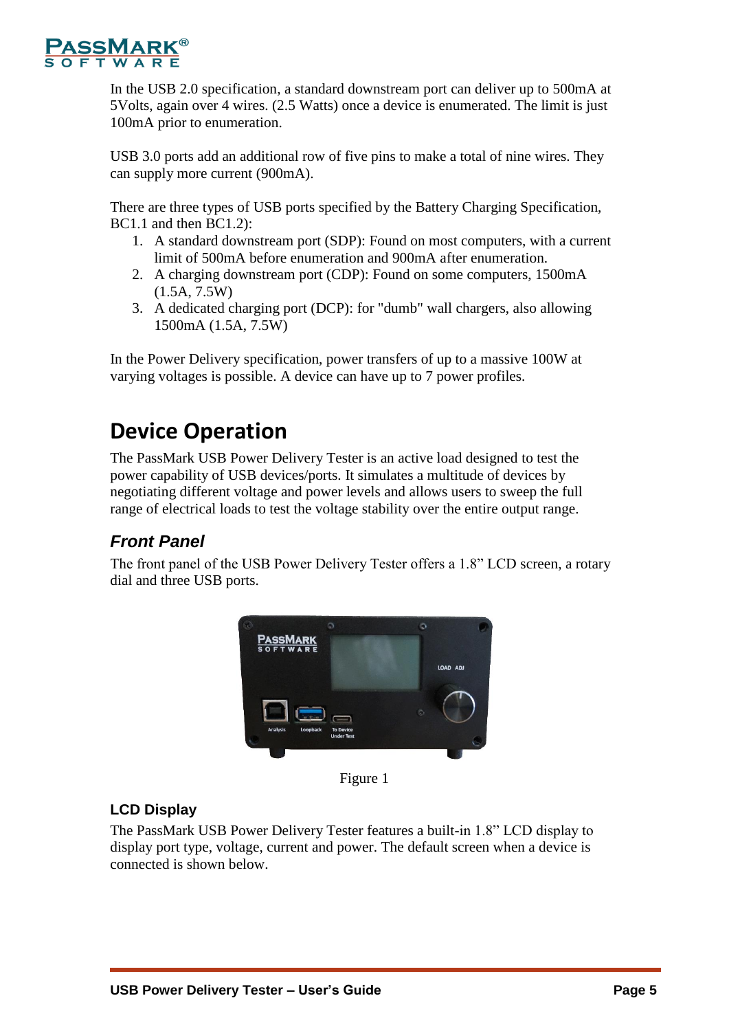In the USB 2.0 specification, a standard downstream port can deliver up to 500mA at 5Volts, again over 4 wires. (2.5 Watts) once a device is enumerated. The limit is just 100mA prior to enumeration.

USB 3.0 ports add an additional row of five pins to make a total of nine wires. They can supply more current (900mA).

There are three types of USB ports specified by the Battery Charging Specification, BC1.1 and then BC1.2):

1. A standard downstream port (SDP): Found on most computers, with a current limit of 500mA before enumeration and 900mA after enumeration.
2. A charging downstream port (CDP): Found on some computers, 1500mA (1.5A, 7.5W)
3. A dedicated charging port (DCP): for "dumb" wall chargers, also allowing 1500mA (1.5A, 7.5W)

In the Power Delivery specification, power transfers of up to a massive 100W at varying voltages is possible. A device can have up to 7 power profiles.

# Device Operation

The PassMark USB Power Delivery Tester is an active load designed to test the power capability of USB devices/ports. It simulates a multitude of devices by negotiating different voltage and power levels and allows users to sweep the full range of electrical loads to test the voltage stability over the entire output range.

## *Front Panel*

The front panel of the USB Power Delivery Tester offers a 1.8" LCD screen, a rotary dial and three USB ports.

Figure 1

### LCD Display

The PassMark USB Power Delivery Tester features a built-in 1.8" LCD display to display port type, voltage, current and power. The default screen when a device is connected is shown below.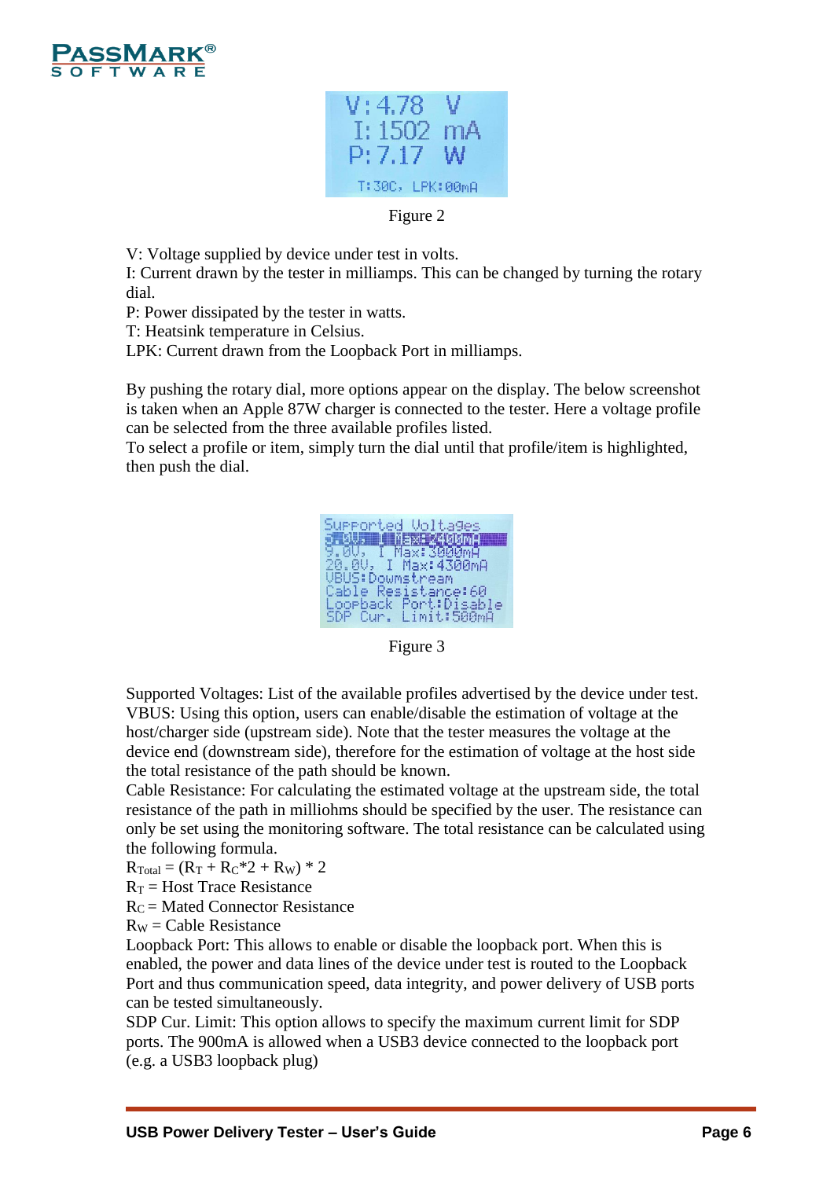Figure 2

V: Voltage supplied by device under test in volts.
I: Current drawn by the tester in milliamps. This can be changed by turning the rotary dial.
P: Power dissipated by the tester in watts.
T: Heatsink temperature in Celsius.
LPK: Current drawn from the Loopback Port in milliamps.

By pushing the rotary dial, more options appear on the display. The below screenshot is taken when an Apple 87W charger is connected to the tester. Here a voltage profile can be selected from the three available profiles listed.
To select a profile or item, simply turn the dial until that profile/item is highlighted, then push the dial.

Figure 3

Supported Voltages: List of the available profiles advertised by the device under test.
VBUS: Using this option, users can enable/disable the estimation of voltage at the host/charger side (upstream side). Note that the tester measures the voltage at the device end (downstream side), therefore for the estimation of voltage at the host side the total resistance of the path should be known.
Cable Resistance: For calculating the estimated voltage at the upstream side, the total resistance of the path in milliohms should be specified by the user. The resistance can only be set using the monitoring software. The total resistance can be calculated using the following formula.
$R_{Total} = (R_T + R_C*2 + R_W) * 2$
$R_T$ = Host Trace Resistance
$R_C$ = Mated Connector Resistance
$R_W$ = Cable Resistance
Loopback Port: This allows to enable or disable the loopback port. When this is enabled, the power and data lines of the device under test is routed to the Loopback Port and thus communication speed, data integrity, and power delivery of USB ports can be tested simultaneously.
SDP Cur. Limit: This option allows to specify the maximum current limit for SDP ports. The 900mA is allowed when a USB3 device connected to the loopback port (e.g. a USB3 loopback plug)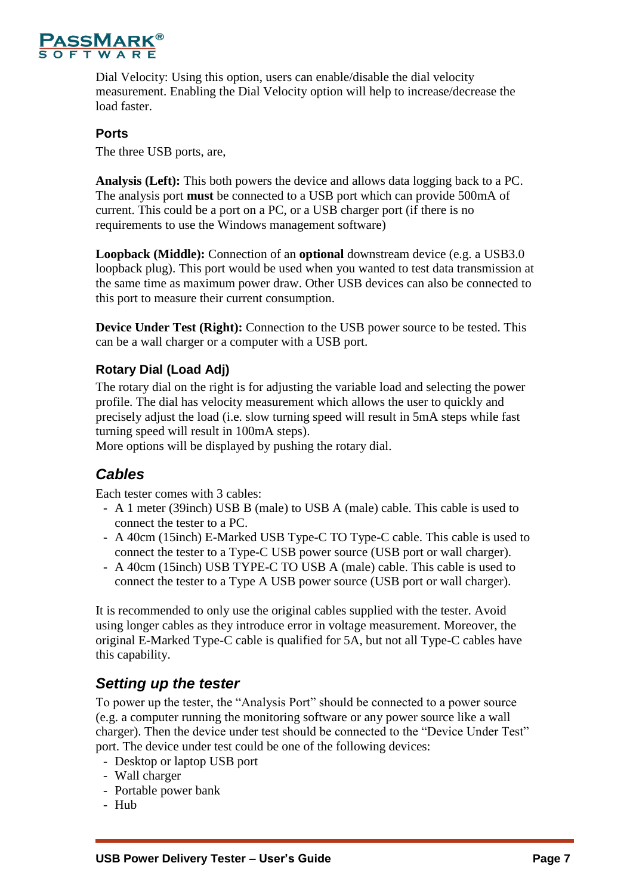Dial Velocity: Using this option, users can enable/disable the dial velocity measurement. Enabling the Dial Velocity option will help to increase/decrease the load faster.

#### Ports

The three USB ports, are,

**Analysis (Left):** This both powers the device and allows data logging back to a PC. The analysis port **must** be connected to a USB port which can provide 500mA of current. This could be a port on a PC, or a USB charger port (if there is no requirements to use the Windows management software)

**Loopback (Middle):** Connection of an **optional** downstream device (e.g. a USB3.0 loopback plug). This port would be used when you wanted to test data transmission at the same time as maximum power draw. Other USB devices can also be connected to this port to measure their current consumption.

**Device Under Test (Right):** Connection to the USB power source to be tested. This can be a wall charger or a computer with a USB port.

#### Rotary Dial (Load Adj)

The rotary dial on the right is for adjusting the variable load and selecting the power profile. The dial has velocity measurement which allows the user to quickly and precisely adjust the load (i.e. slow turning speed will result in 5mA steps while fast turning speed will result in 100mA steps).
More options will be displayed by pushing the rotary dial.

### *Cables*

Each tester comes with 3 cables:

- A 1 meter (39inch) USB B (male) to USB A (male) cable. This cable is used to connect the tester to a PC.
- A 40cm (15inch) E-Marked USB Type-C TO Type-C cable. This cable is used to connect the tester to a Type-C USB power source (USB port or wall charger).
- A 40cm (15inch) USB TYPE-C TO USB A (male) cable. This cable is used to connect the tester to a Type A USB power source (USB port or wall charger).

It is recommended to only use the original cables supplied with the tester. Avoid using longer cables as they introduce error in voltage measurement. Moreover, the original E-Marked Type-C cable is qualified for 5A, but not all Type-C cables have this capability.

### *Setting up the tester*

To power up the tester, the "Analysis Port" should be connected to a power source (e.g. a computer running the monitoring software or any power source like a wall charger). Then the device under test should be connected to the "Device Under Test" port. The device under test could be one of the following devices:

- Desktop or laptop USB port
- Wall charger
- Portable power bank
- Hub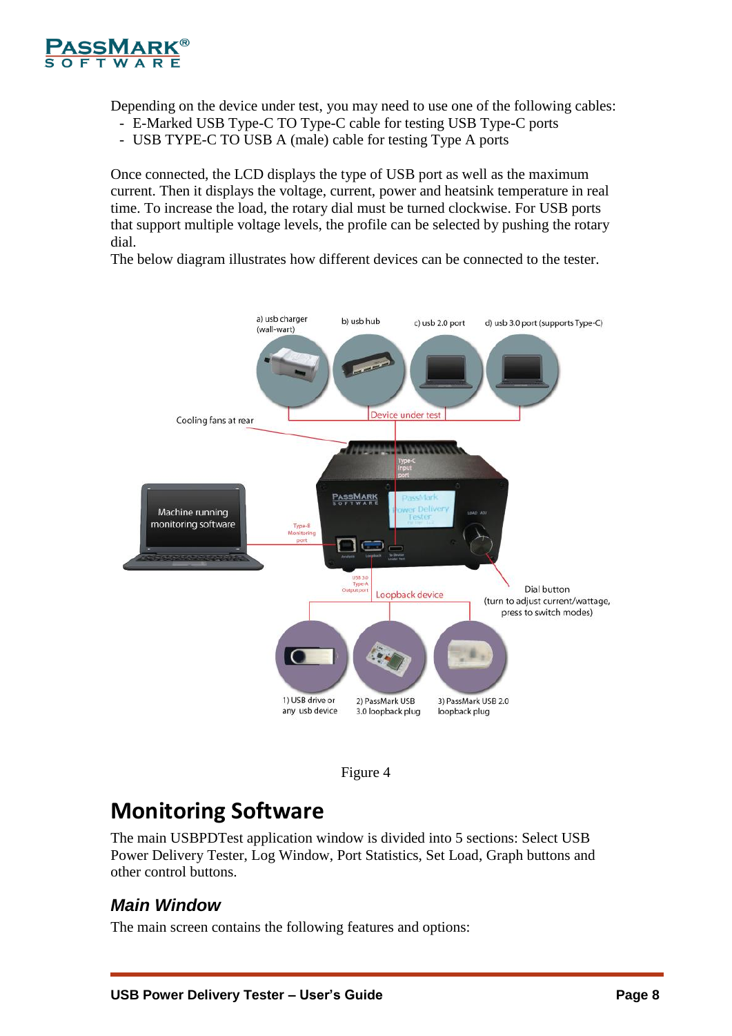Depending on the device under test, you may need to use one of the following cables:

- E-Marked USB Type-C TO Type-C cable for testing USB Type-C ports
- USB TYPE-C TO USB A (male) cable for testing Type A ports

Once connected, the LCD displays the type of USB port as well as the maximum current. Then it displays the voltage, current, power and heatsink temperature in real time. To increase the load, the rotary dial must be turned clockwise. For USB ports that support multiple voltage levels, the profile can be selected by pushing the rotary dial.

The below diagram illustrates how different devices can be connected to the tester.

Figure 4

## Monitoring Software

The main USBPDTest application window is divided into 5 sections: Select USB Power Delivery Tester, Log Window, Port Statistics, Set Load, Graph buttons and other control buttons.

### *Main Window*

The main screen contains the following features and options: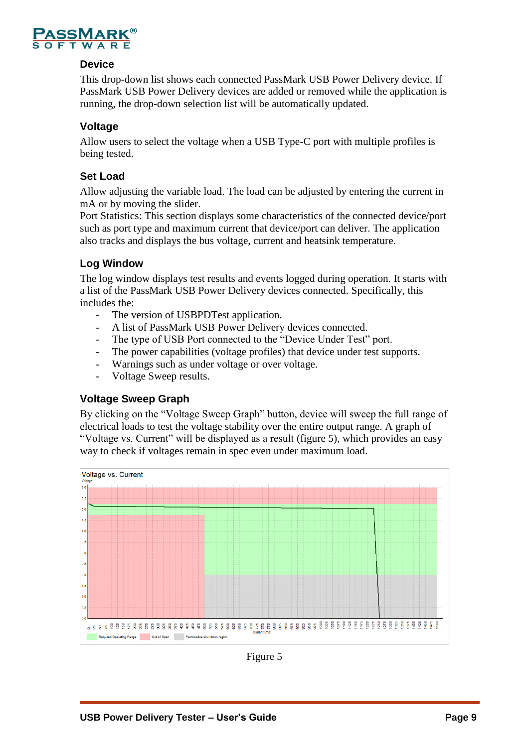### Device

This drop-down list shows each connected PassMark USB Power Delivery device. If PassMark USB Power Delivery devices are added or removed while the application is running, the drop-down selection list will be automatically updated.

### Voltage

Allow users to select the voltage when a USB Type-C port with multiple profiles is being tested.

### Set Load

Allow adjusting the variable load. The load can be adjusted by entering the current in mA or by moving the slider.
Port Statistics: This section displays some characteristics of the connected device/port such as port type and maximum current that device/port can deliver. The application also tracks and displays the bus voltage, current and heatsink temperature.

### Log Window

The log window displays test results and events logged during operation. It starts with a list of the PassMark USB Power Delivery devices connected. Specifically, this includes the:

- The version of USBPDTest application.
- A list of PassMark USB Power Delivery devices connected.
- The type of USB Port connected to the "Device Under Test" port.
- The power capabilities (voltage profiles) that device under test supports.
- Warnings such as under voltage or over voltage.
- Voltage Sweep results.

### Voltage Sweep Graph

By clicking on the "Voltage Sweep Graph" button, device will sweep the full range of electrical loads to test the voltage stability over the entire output range. A graph of "Voltage vs. Current" will be displayed as a result (figure 5), which provides an easy way to check if voltages remain in spec even under maximum load.

Figure 5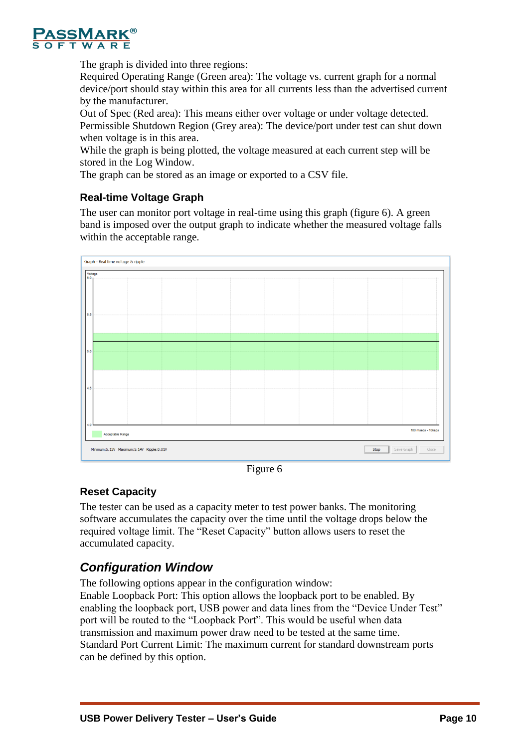The graph is divided into three regions:
Required Operating Range (Green area): The voltage vs. current graph for a normal device/port should stay within this area for all currents less than the advertised current by the manufacturer.
Out of Spec (Red area): This means either over voltage or under voltage detected.
Permissible Shutdown Region (Grey area): The device/port under test can shut down when voltage is in this area.
While the graph is being plotted, the voltage measured at each current step will be stored in the Log Window.
The graph can be stored as an image or exported to a CSV file.

### Real-time Voltage Graph

The user can monitor port voltage in real-time using this graph (figure 6). A green band is imposed over the output graph to indicate whether the measured voltage falls within the acceptable range.

Figure 6

### Reset Capacity

The tester can be used as a capacity meter to test power banks. The monitoring software accumulates the capacity over the time until the voltage drops below the required voltage limit. The "Reset Capacity" button allows users to reset the accumulated capacity.

## *Configuration Window*

The following options appear in the configuration window:
Enable Loopback Port: This option allows the loopback port to be enabled. By enabling the loopback port, USB power and data lines from the "Device Under Test" port will be routed to the "Loopback Port". This would be useful when data transmission and maximum power draw need to be tested at the same time.
Standard Port Current Limit: The maximum current for standard downstream ports can be defined by this option.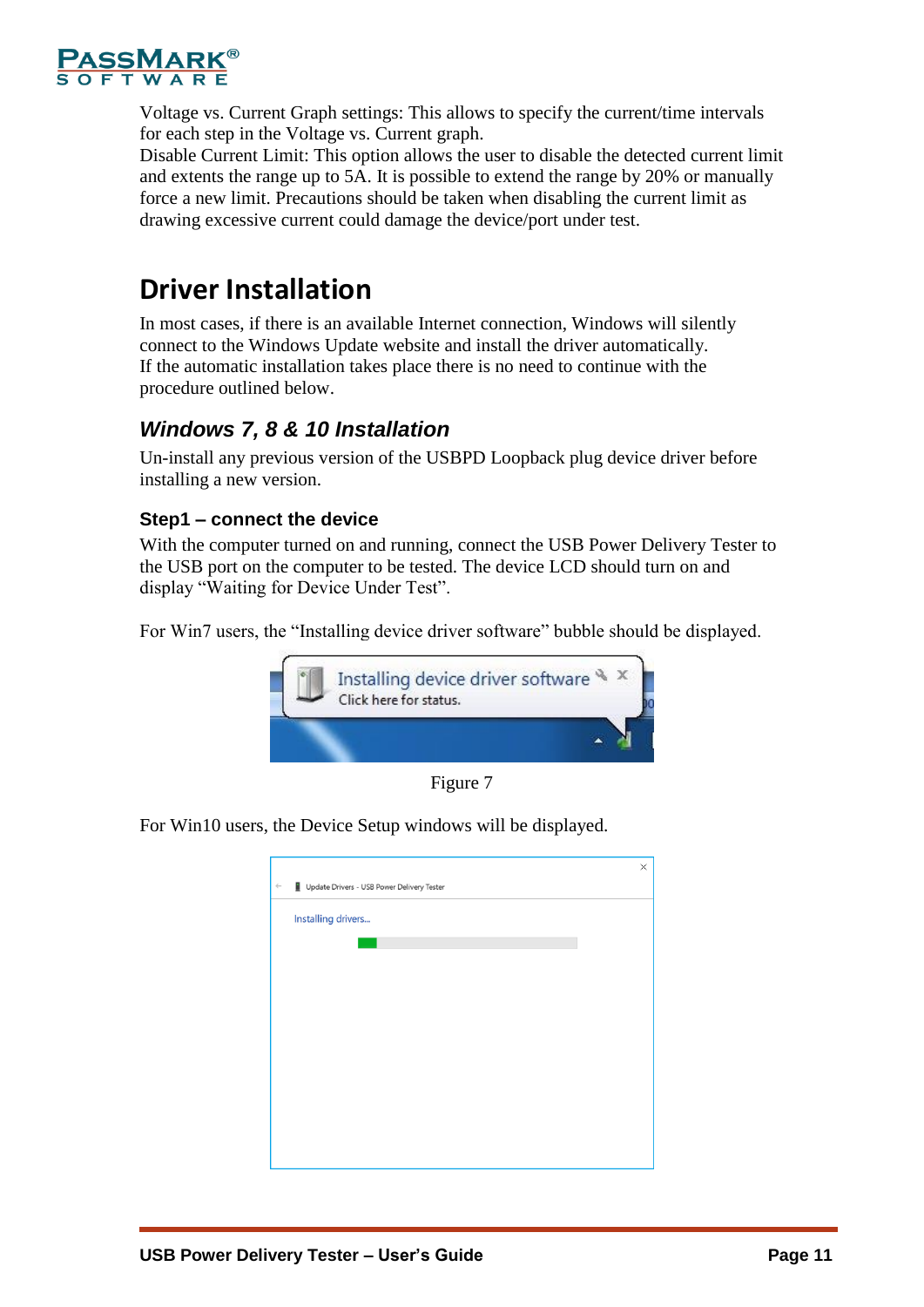Voltage vs. Current Graph settings: This allows to specify the current/time intervals for each step in the Voltage vs. Current graph.
Disable Current Limit: This option allows the user to disable the detected current limit and extents the range up to 5A. It is possible to extend the range by 20% or manually force a new limit. Precautions should be taken when disabling the current limit as drawing excessive current could damage the device/port under test.

# Driver Installation

In most cases, if there is an available Internet connection, Windows will silently connect to the Windows Update website and install the driver automatically.
If the automatic installation takes place there is no need to continue with the procedure outlined below.

## *Windows 7, 8 & 10 Installation*

Un-install any previous version of the USBPD Loopback plug device driver before installing a new version.

### Step1 – connect the device

With the computer turned on and running, connect the USB Power Delivery Tester to the USB port on the computer to be tested. The device LCD should turn on and display "Waiting for Device Under Test".

For Win7 users, the "Installing device driver software" bubble should be displayed.

Figure 7

For Win10 users, the Device Setup windows will be displayed.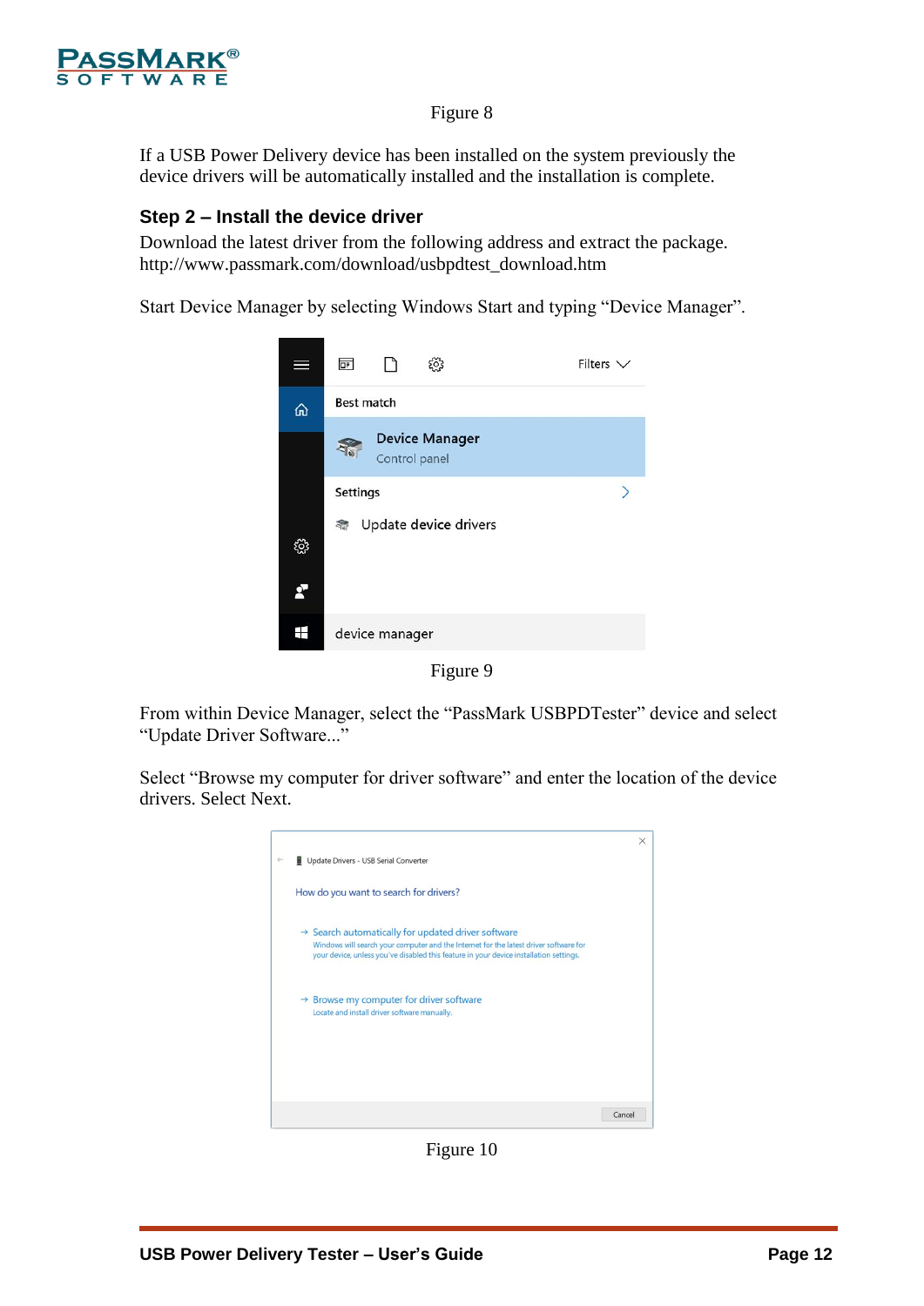Figure 8

If a USB Power Delivery device has been installed on the system previously the device drivers will be automatically installed and the installation is complete.

## Step 2 – Install the device driver

Download the latest driver from the following address and extract the package.
http://www.passmark.com/download/usbpdtest_download.htm

Start Device Manager by selecting Windows Start and typing "Device Manager".

Figure 9

From within Device Manager, select the "PassMark USBPDTester" device and select "Update Driver Software..."

Select "Browse my computer for driver software" and enter the location of the device drivers. Select Next.

Figure 10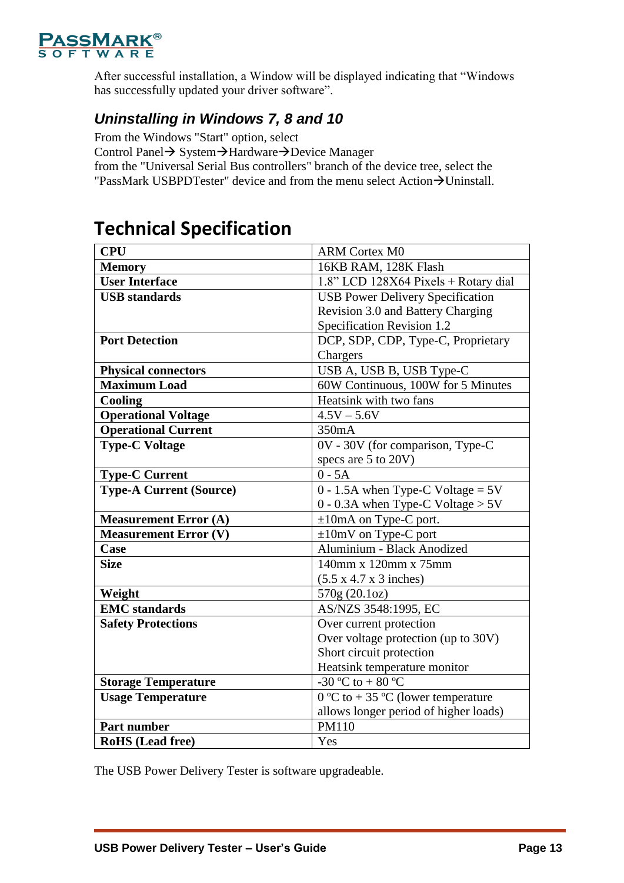After successful installation, a Window will be displayed indicating that "Windows has successfully updated your driver software".

### Uninstalling in Windows 7, 8 and 10

From the Windows "Start" option, select
Control Panel→ System→Hardware→Device Manager
from the "Universal Serial Bus controllers" branch of the device tree, select the "PassMark USBPDTester" device and from the menu select Action→Uninstall.

## Technical Specification

| | |
|---|---|
| **CPU** | ARM Cortex M0 |
| **Memory** | 16KB RAM, 128K Flash |
| **User Interface** | 1.8" LCD 128X64 Pixels + Rotary dial |
| **USB standards** | USB Power Delivery Specification Revision 3.0 and Battery Charging Specification Revision 1.2 |
| **Port Detection** | DCP, SDP, CDP, Type-C, Proprietary Chargers |
| **Physical connectors** | USB A, USB B, USB Type-C |
| **Maximum Load** | 60W Continuous, 100W for 5 Minutes |
| **Cooling** | Heatsink with two fans |
| **Operational Voltage** | 4.5V – 5.6V |
| **Operational Current** | 350mA |
| **Type-C Voltage** | 0V - 30V (for comparison, Type-C specs are 5 to 20V) |
| **Type-C Current** | 0 - 5A |
| **Type-A Current (Source)** | 0 - 1.5A when Type-C Voltage = 5V<br>0 - 0.3A when Type-C Voltage > 5V |
| **Measurement Error (A)** | ±10mA on Type-C port. |
| **Measurement Error (V)** | ±10mV on Type-C port |
| **Case** | Aluminium - Black Anodized |
| **Size** | 140mm x 120mm x 75mm<br>(5.5 x 4.7 x 3 inches) |
| **Weight** | 570g (20.1oz) |
| **EMC standards** | AS/NZS 3548:1995, EC |
| **Safety Protections** | Over current protection<br>Over voltage protection (up to 30V)<br>Short circuit protection<br>Heatsink temperature monitor |
| **Storage Temperature** | -30 ºC to + 80 ºC |
| **Usage Temperature** | 0 ºC to + 35 ºC (lower temperature allows longer period of higher loads) |
| **Part number** | PM110 |
| **RoHS (Lead free)** | Yes |

The USB Power Delivery Tester is software upgradeable.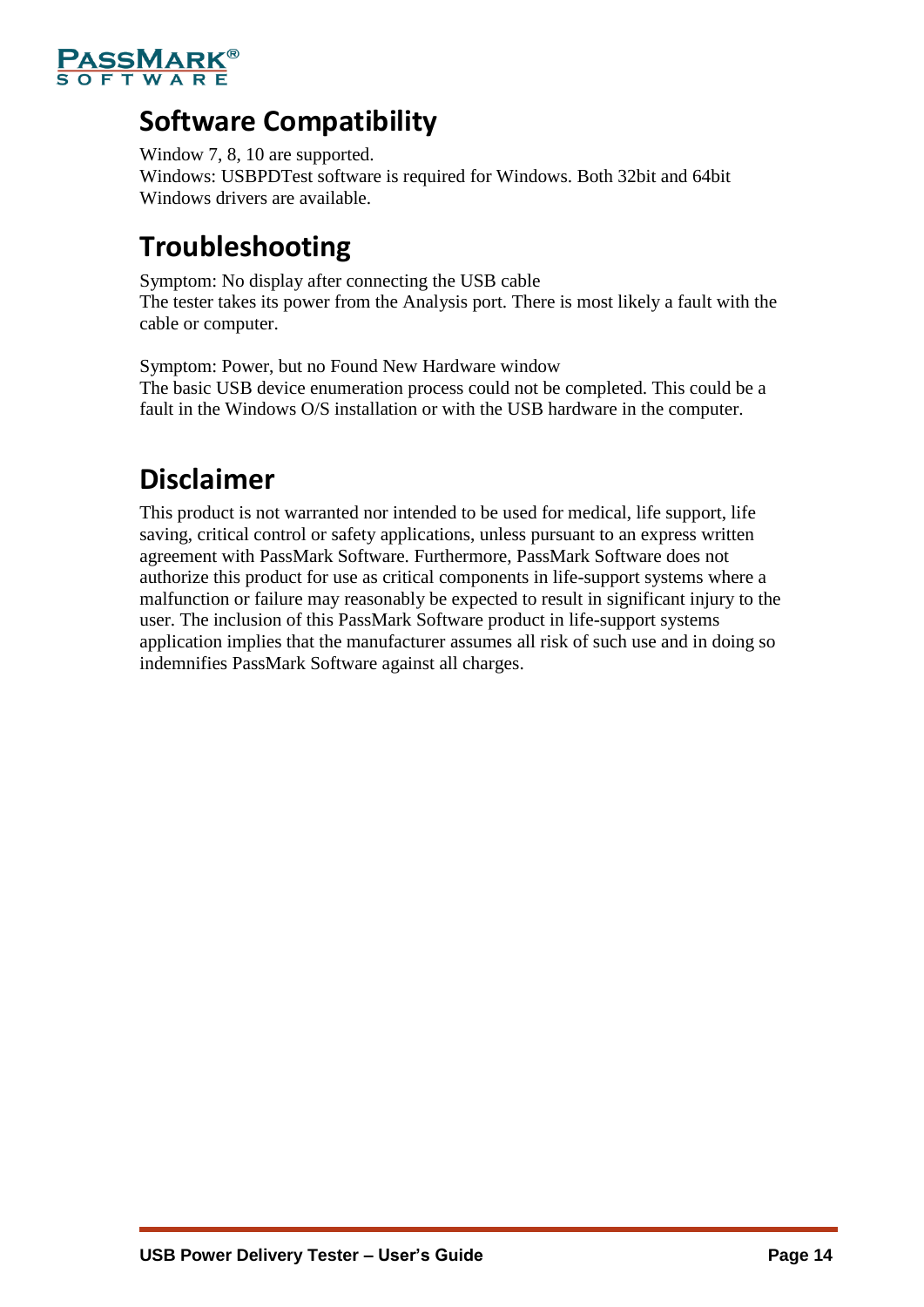## Software Compatibility

Window 7, 8, 10 are supported.
Windows: USBPDTest software is required for Windows. Both 32bit and 64bit Windows drivers are available.

## Troubleshooting

Symptom: No display after connecting the USB cable
The tester takes its power from the Analysis port. There is most likely a fault with the cable or computer.

Symptom: Power, but no Found New Hardware window
The basic USB device enumeration process could not be completed. This could be a fault in the Windows O/S installation or with the USB hardware in the computer.

## Disclaimer

This product is not warranted nor intended to be used for medical, life support, life saving, critical control or safety applications, unless pursuant to an express written agreement with PassMark Software. Furthermore, PassMark Software does not authorize this product for use as critical components in life-support systems where a malfunction or failure may reasonably be expected to result in significant injury to the user. The inclusion of this PassMark Software product in life-support systems application implies that the manufacturer assumes all risk of such use and in doing so indemnifies PassMark Software against all charges.